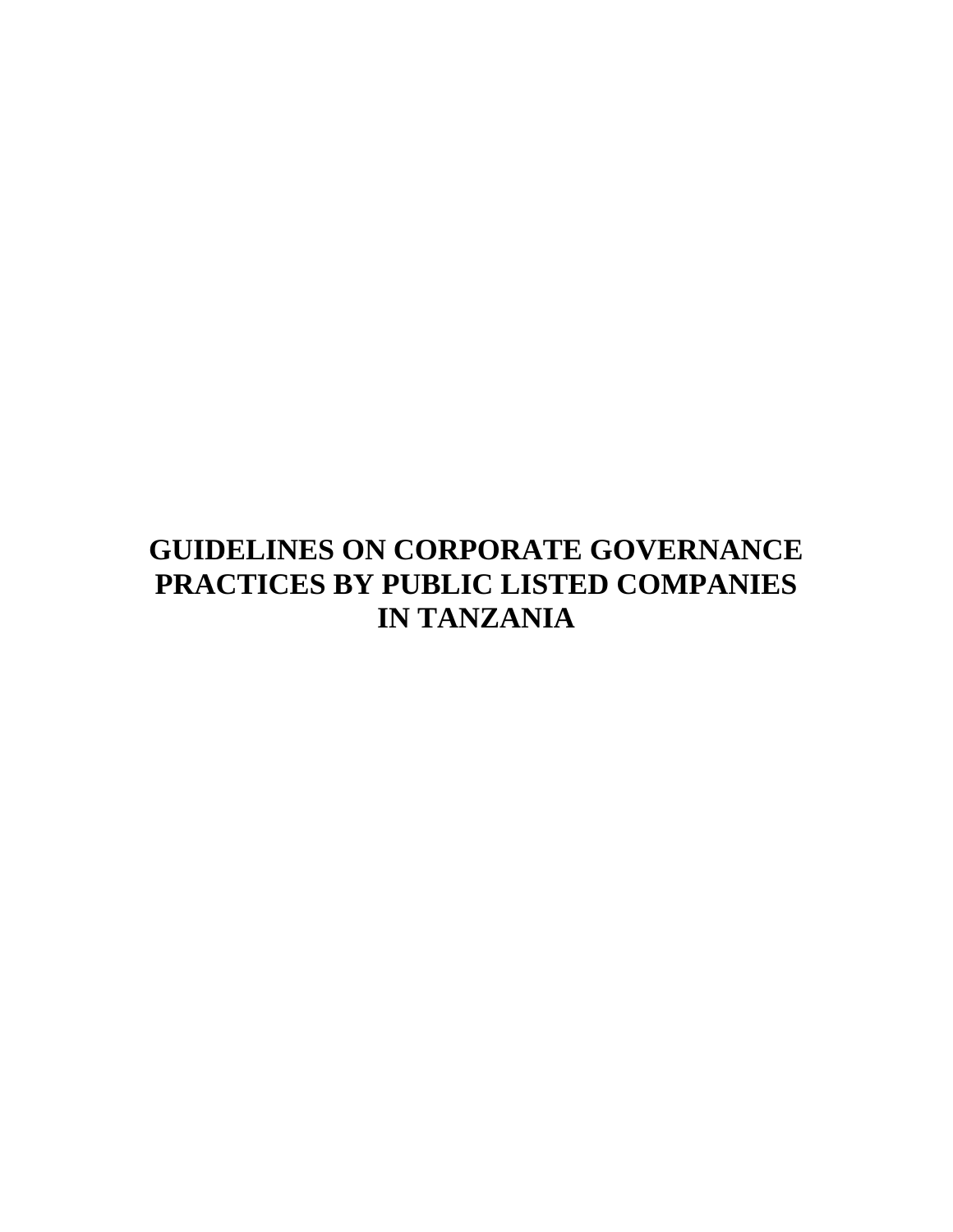# GUIDELINES ON CORPORATE GOVERNANCE PRACTICES BY PUBLIC LISTED COMPANIES IN TANZANIA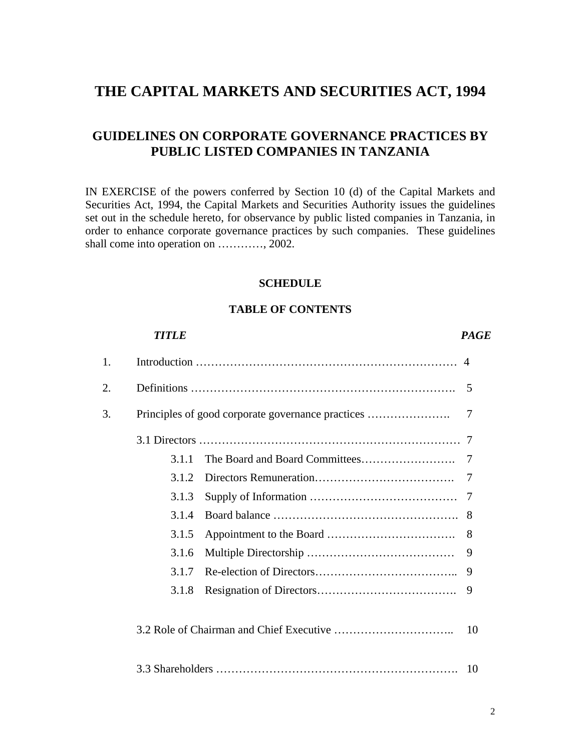# THE CAPITAL MARKETS AND SECURITIES ACT, 1994

## GUIDELINES ON CORPORATE GOVERNANCE PRACTICES BY PUBLIC LISTED COMPANIES IN TANZANIA

IN EXERCISE of the powers conferred by Section 10 (d) of the Capital Markets and Securities Act, 1994, the Capital Markets and Securities Authority issues the guidelines set out in the schedule hereto, for observance by public listed companies in Tanzania, in order to enhance corporate governance practices by such companies. These guidelines shall come into operation on …………, 2002.

**SCHEDULE**

**TABLE OF CONTENTS**

| | ***TITLE*** | ***PAGE*** |
|---|---|---|
| 1. | Introduction ……………………………………………………………… | 4 |
| 2. | Definitions ……………………………………………………………. | 5 |
| 3. | Principles of good corporate governance practices …………………. | 7 |
| | 3.1 Directors …………………………………………………………… | 7 |
| | 3.1.1 The Board and Board Committees……………………. | 7 |
| | 3.1.2 Directors Remuneration………………………………. | 7 |
| | 3.1.3 Supply of Information ………………………………… | 7 |
| | 3.1.4 Board balance …………………………………………. | 8 |
| | 3.1.5 Appointment to the Board ……………………………. | 8 |
| | 3.1.6 Multiple Directorship ………………………………… | 9 |
| | 3.1.7 Re-election of Directors……………………………….. | 9 |
| | 3.1.8 Resignation of Directors………………………………. | 9 |
| | 3.2 Role of Chairman and Chief Executive ………………………….. | 10 |
| | 3.3 Shareholders ………………………………………………………. | 10 |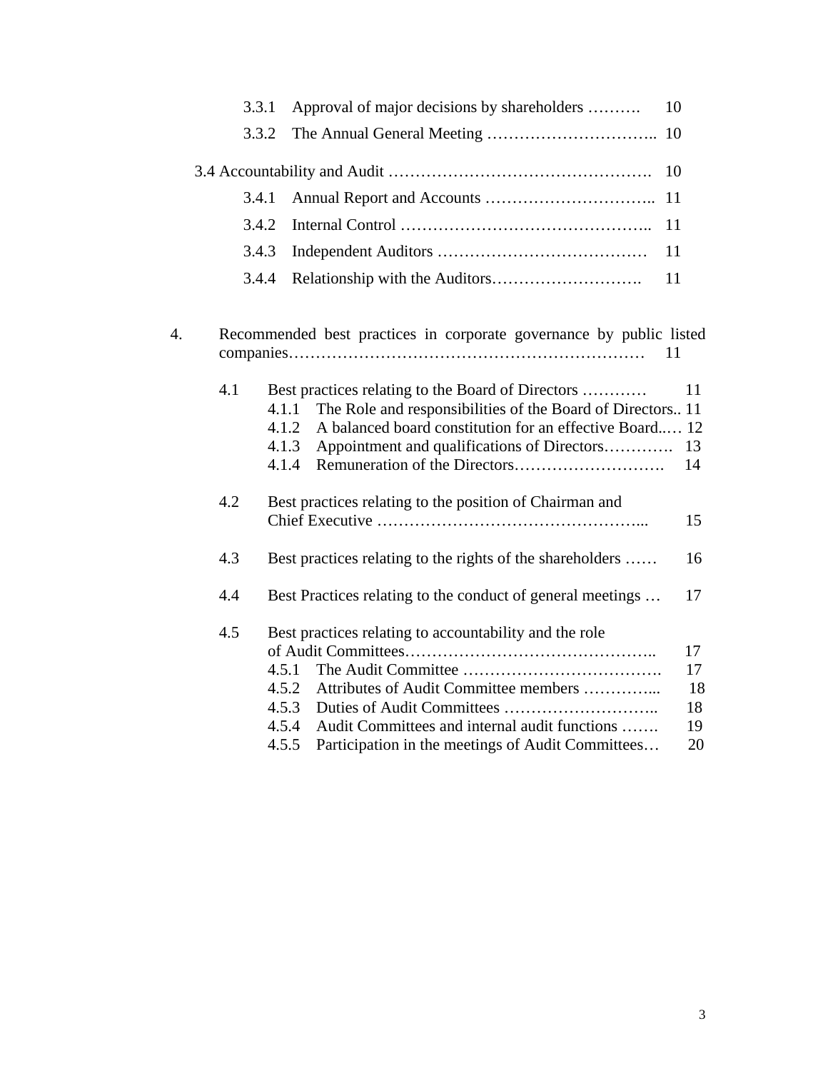3.3.1 Approval of major decisions by shareholders ………. 10

3.3.2 The Annual General Meeting ………………………….. 10

3.4 Accountability and Audit …………………………………………. 10

3.4.1 Annual Report and Accounts ………………………….. 11

3.4.2 Internal Control ……………………………………….. 11

3.4.3 Independent Auditors ………………………………… 11

3.4.4 Relationship with the Auditors………………………. 11

4. Recommended best practices in corporate governance by public listed companies………………………………………………………… 11

4.1 Best practices relating to the Board of Directors ………… 11

4.1.1 The Role and responsibilities of the Board of Directors.. 11

4.1.2 A balanced board constitution for an effective Board..… 12

4.1.3 Appointment and qualifications of Directors…………. 13

4.1.4 Remuneration of the Directors………………………. 14

4.2 Best practices relating to the position of Chairman and Chief Executive …………………………………………... 15

4.3 Best practices relating to the rights of the shareholders …… 16

4.4 Best Practices relating to the conduct of general meetings … 17

4.5 Best practices relating to accountability and the role of Audit Committees……………………………………….. 17

4.5.1 The Audit Committee ………………………………. 17

4.5.2 Attributes of Audit Committee members …………... 18

4.5.3 Duties of Audit Committees ……………………….. 18

4.5.4 Audit Committees and internal audit functions ……. 19

4.5.5 Participation in the meetings of Audit Committees… 20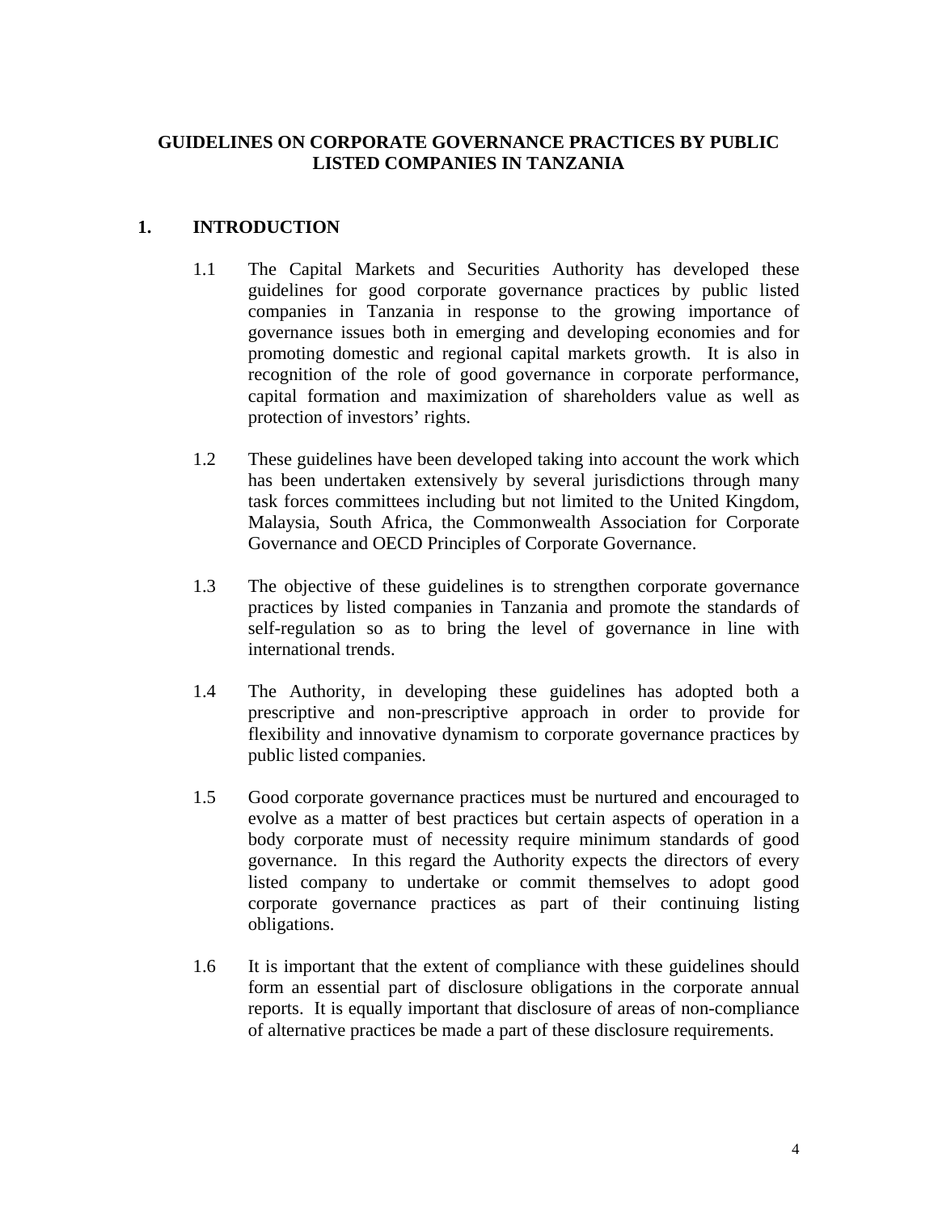# GUIDELINES ON CORPORATE GOVERNANCE PRACTICES BY PUBLIC LISTED COMPANIES IN TANZANIA

## 1. INTRODUCTION

1.1 The Capital Markets and Securities Authority has developed these guidelines for good corporate governance practices by public listed companies in Tanzania in response to the growing importance of governance issues both in emerging and developing economies and for promoting domestic and regional capital markets growth. It is also in recognition of the role of good governance in corporate performance, capital formation and maximization of shareholders value as well as protection of investors' rights.

1.2 These guidelines have been developed taking into account the work which has been undertaken extensively by several jurisdictions through many task forces committees including but not limited to the United Kingdom, Malaysia, South Africa, the Commonwealth Association for Corporate Governance and OECD Principles of Corporate Governance.

1.3 The objective of these guidelines is to strengthen corporate governance practices by listed companies in Tanzania and promote the standards of self-regulation so as to bring the level of governance in line with international trends.

1.4 The Authority, in developing these guidelines has adopted both a prescriptive and non-prescriptive approach in order to provide for flexibility and innovative dynamism to corporate governance practices by public listed companies.

1.5 Good corporate governance practices must be nurtured and encouraged to evolve as a matter of best practices but certain aspects of operation in a body corporate must of necessity require minimum standards of good governance. In this regard the Authority expects the directors of every listed company to undertake or commit themselves to adopt good corporate governance practices as part of their continuing listing obligations.

1.6 It is important that the extent of compliance with these guidelines should form an essential part of disclosure obligations in the corporate annual reports. It is equally important that disclosure of areas of non-compliance of alternative practices be made a part of these disclosure requirements.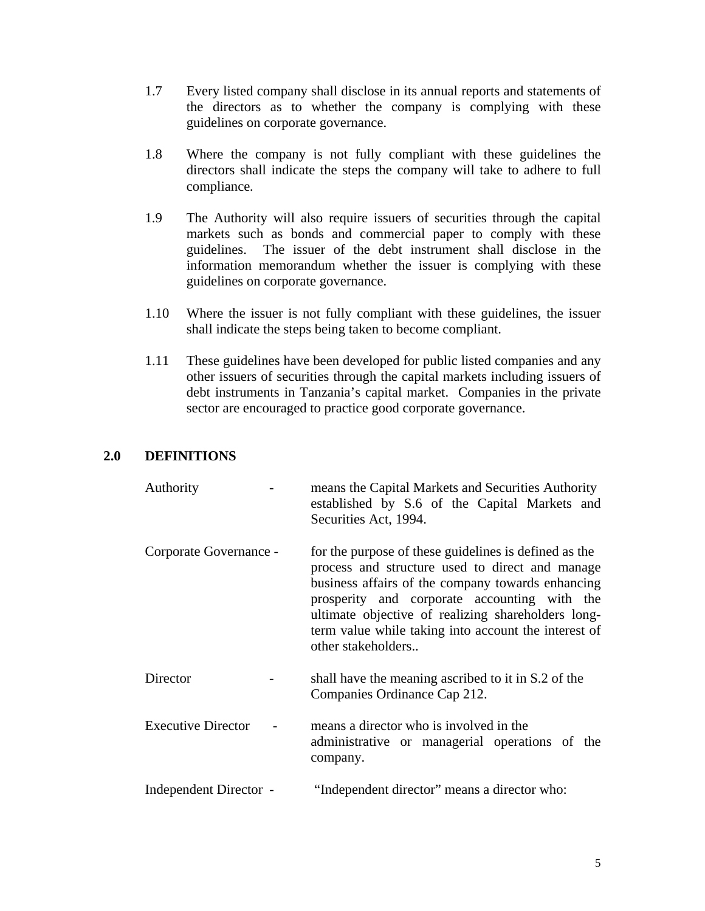1.7 Every listed company shall disclose in its annual reports and statements of the directors as to whether the company is complying with these guidelines on corporate governance.

1.8 Where the company is not fully compliant with these guidelines the directors shall indicate the steps the company will take to adhere to full compliance.

1.9 The Authority will also require issuers of securities through the capital markets such as bonds and commercial paper to comply with these guidelines. The issuer of the debt instrument shall disclose in the information memorandum whether the issuer is complying with these guidelines on corporate governance.

1.10 Where the issuer is not fully compliant with these guidelines, the issuer shall indicate the steps being taken to become compliant.

1.11 These guidelines have been developed for public listed companies and any other issuers of securities through the capital markets including issuers of debt instruments in Tanzania's capital market. Companies in the private sector are encouraged to practice good corporate governance.

## 2.0 DEFINITIONS

Authority - means the Capital Markets and Securities Authority established by S.6 of the Capital Markets and Securities Act, 1994.

Corporate Governance - for the purpose of these guidelines is defined as the process and structure used to direct and manage business affairs of the company towards enhancing prosperity and corporate accounting with the ultimate objective of realizing shareholders long-term value while taking into account the interest of other stakeholders..

Director - shall have the meaning ascribed to it in S.2 of the Companies Ordinance Cap 212.

Executive Director - means a director who is involved in the administrative or managerial operations of the company.

Independent Director - "Independent director" means a director who: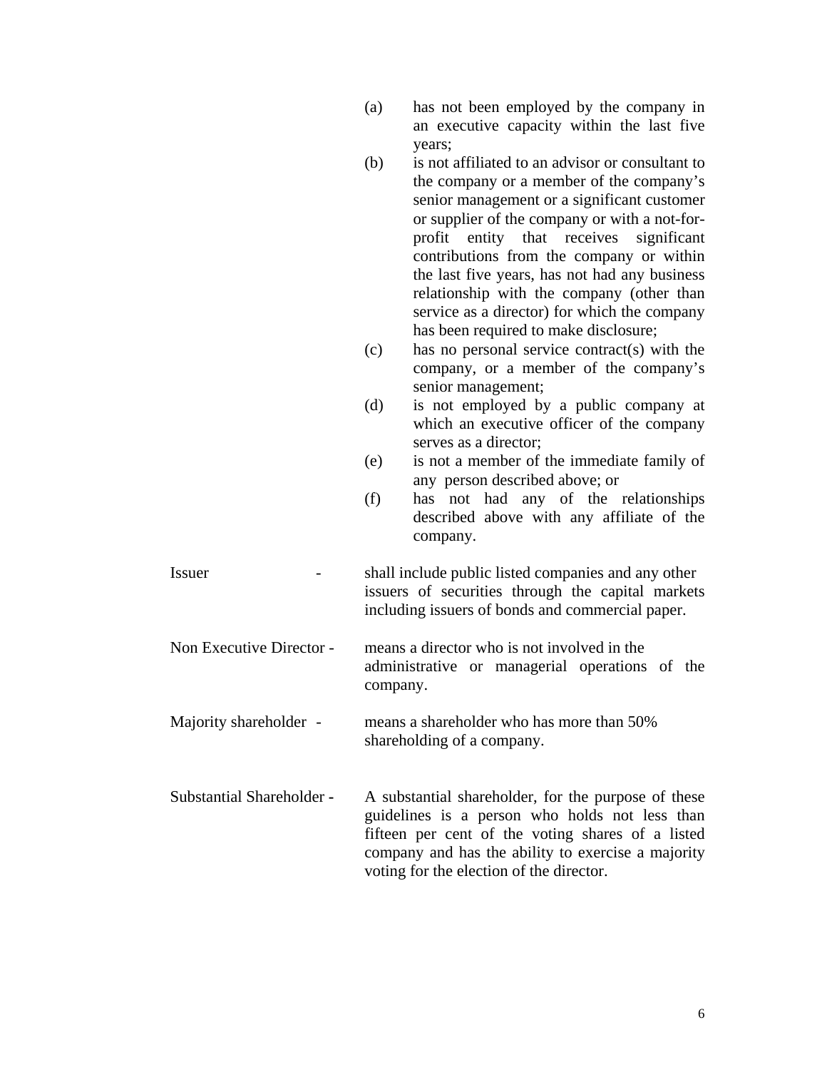(a) has not been employed by the company in an executive capacity within the last five years;

(b) is not affiliated to an advisor or consultant to the company or a member of the company's senior management or a significant customer or supplier of the company or with a not-for-profit entity that receives significant contributions from the company or within the last five years, has not had any business relationship with the company (other than service as a director) for which the company has been required to make disclosure;

(c) has no personal service contract(s) with the company, or a member of the company's senior management;

(d) is not employed by a public company at which an executive officer of the company serves as a director;

(e) is not a member of the immediate family of any person described above; or

(f) has not had any of the relationships described above with any affiliate of the company.

**Issuer** - shall include public listed companies and any other issuers of securities through the capital markets including issuers of bonds and commercial paper.

**Non Executive Director** - means a director who is not involved in the administrative or managerial operations of the company.

**Majority shareholder** - means a shareholder who has more than 50% shareholding of a company.

**Substantial Shareholder** - A substantial shareholder, for the purpose of these guidelines is a person who holds not less than fifteen per cent of the voting shares of a listed company and has the ability to exercise a majority voting for the election of the director.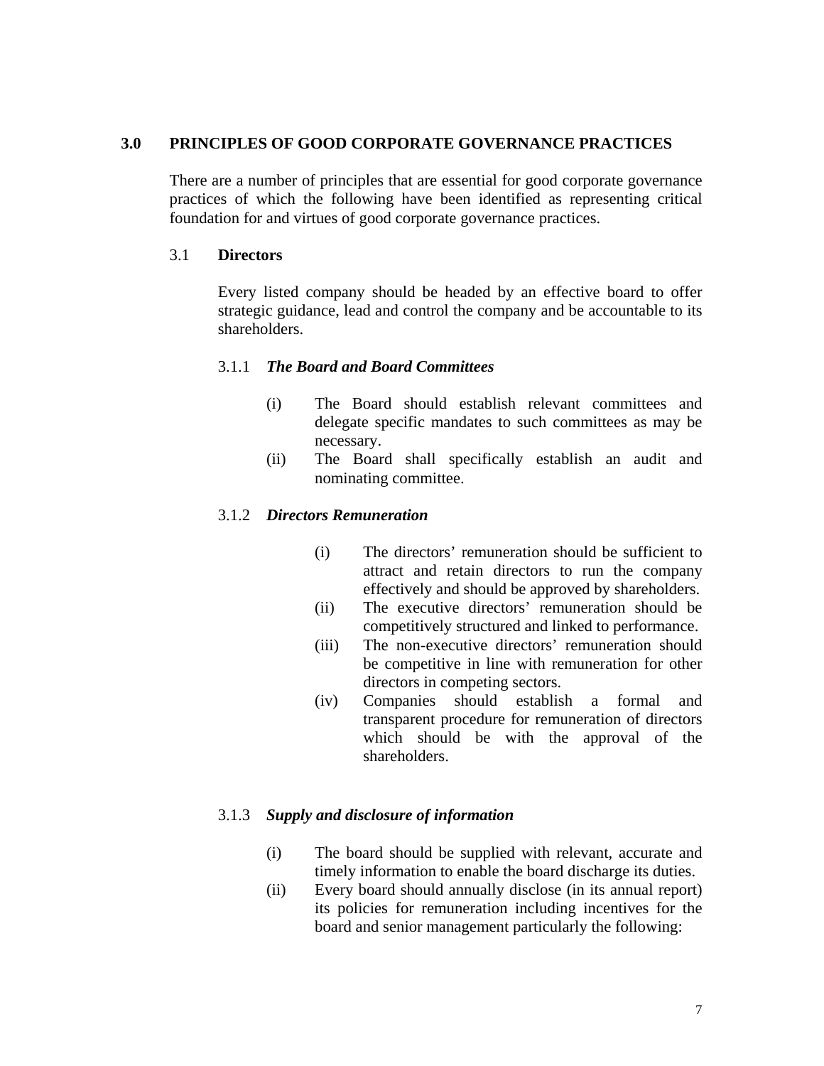## 3.0 PRINCIPLES OF GOOD CORPORATE GOVERNANCE PRACTICES

There are a number of principles that are essential for good corporate governance practices of which the following have been identified as representing critical foundation for and virtues of good corporate governance practices.

### 3.1 Directors

Every listed company should be headed by an effective board to offer strategic guidance, lead and control the company and be accountable to its shareholders.

#### 3.1.1 *The Board and Board Committees*

(i) The Board should establish relevant committees and delegate specific mandates to such committees as may be necessary.

(ii) The Board shall specifically establish an audit and nominating committee.

#### 3.1.2 *Directors Remuneration*

(i) The directors' remuneration should be sufficient to attract and retain directors to run the company effectively and should be approved by shareholders.

(ii) The executive directors' remuneration should be competitively structured and linked to performance.

(iii) The non-executive directors' remuneration should be competitive in line with remuneration for other directors in competing sectors.

(iv) Companies should establish a formal and transparent procedure for remuneration of directors which should be with the approval of the shareholders.

#### 3.1.3 *Supply and disclosure of information*

(i) The board should be supplied with relevant, accurate and timely information to enable the board discharge its duties.

(ii) Every board should annually disclose (in its annual report) its policies for remuneration including incentives for the board and senior management particularly the following: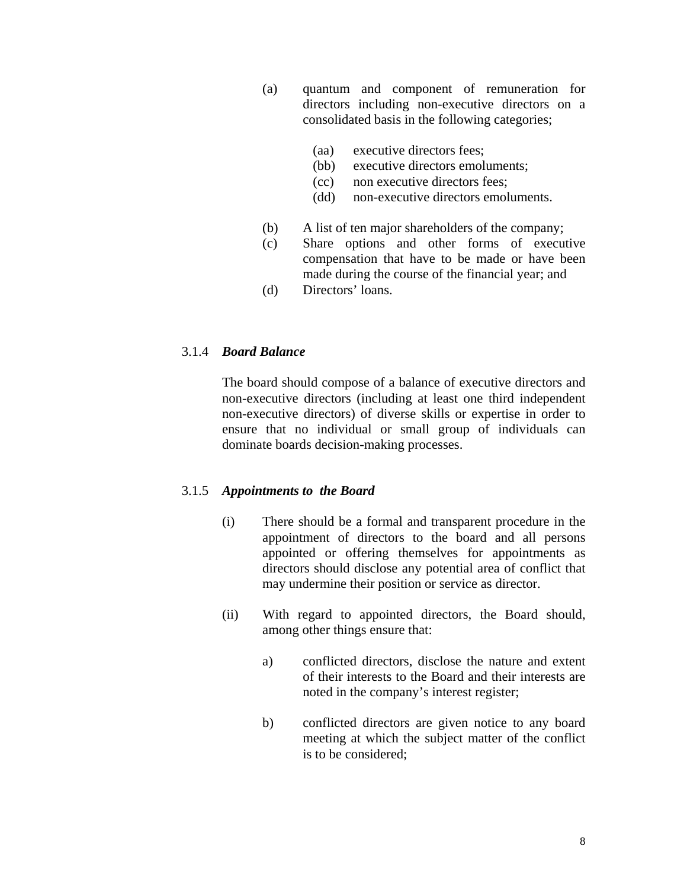(a) quantum and component of remuneration for directors including non-executive directors on a consolidated basis in the following categories;

  (aa) executive directors fees;
  (bb) executive directors emoluments;
  (cc) non executive directors fees;
  (dd) non-executive directors emoluments.

(b) A list of ten major shareholders of the company;
(c) Share options and other forms of executive compensation that have to be made or have been made during the course of the financial year; and
(d) Directors' loans.

### 3.1.4 *Board Balance*

The board should compose of a balance of executive directors and non-executive directors (including at least one third independent non-executive directors) of diverse skills or expertise in order to ensure that no individual or small group of individuals can dominate boards decision-making processes.

### 3.1.5 *Appointments to the Board*

(i) There should be a formal and transparent procedure in the appointment of directors to the board and all persons appointed or offering themselves for appointments as directors should disclose any potential area of conflict that may undermine their position or service as director.

(ii) With regard to appointed directors, the Board should, among other things ensure that:

  a) conflicted directors, disclose the nature and extent of their interests to the Board and their interests are noted in the company's interest register;

  b) conflicted directors are given notice to any board meeting at which the subject matter of the conflict is to be considered;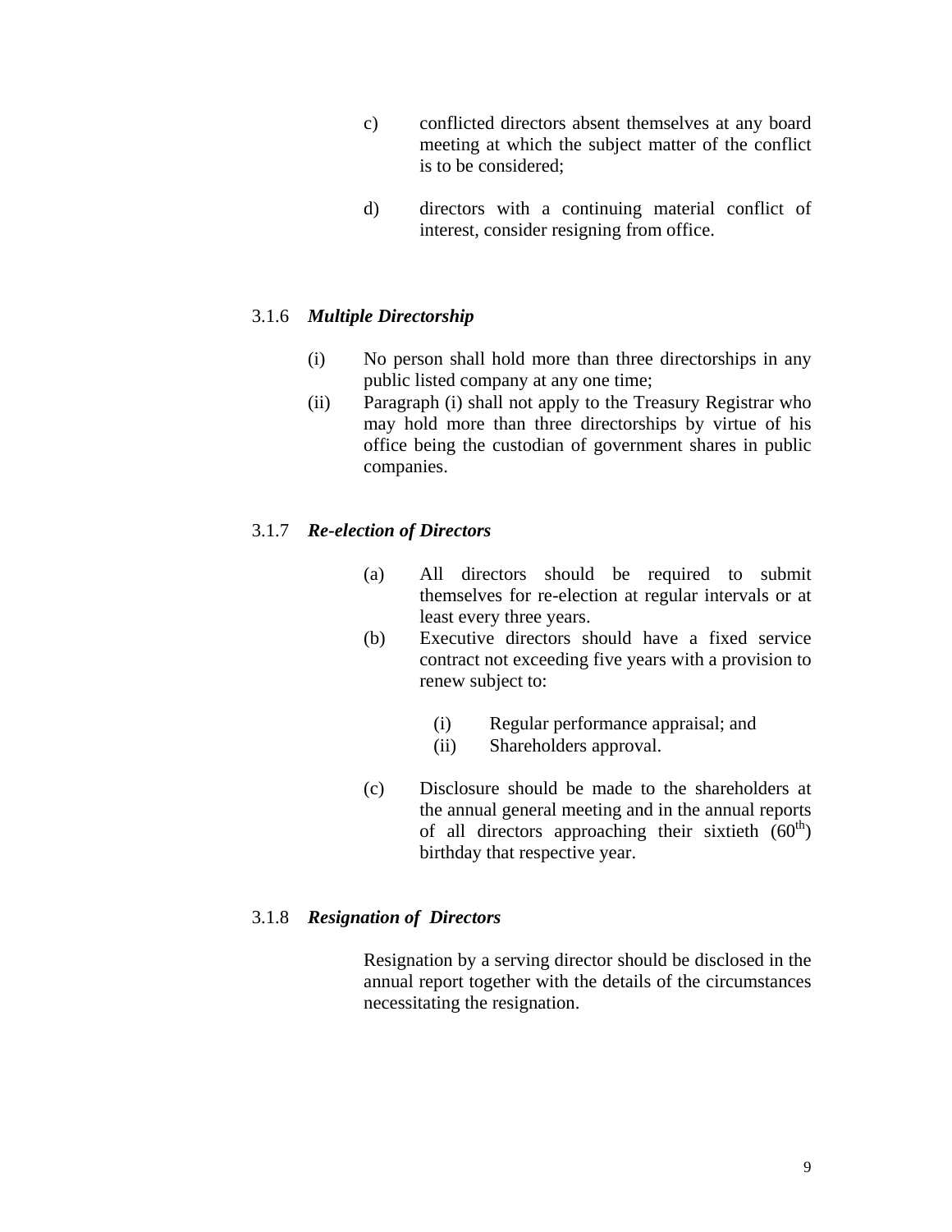c) conflicted directors absent themselves at any board meeting at which the subject matter of the conflict is to be considered;

d) directors with a continuing material conflict of interest, consider resigning from office.

### 3.1.6 *Multiple Directorship*

(i) No person shall hold more than three directorships in any public listed company at any one time;

(ii) Paragraph (i) shall not apply to the Treasury Registrar who may hold more than three directorships by virtue of his office being the custodian of government shares in public companies.

### 3.1.7 *Re-election of Directors*

(a) All directors should be required to submit themselves for re-election at regular intervals or at least every three years.

(b) Executive directors should have a fixed service contract not exceeding five years with a provision to renew subject to:

   (i) Regular performance appraisal; and
   
   (ii) Shareholders approval.

(c) Disclosure should be made to the shareholders at the annual general meeting and in the annual reports of all directors approaching their sixtieth (60th) birthday that respective year.

### 3.1.8 *Resignation of Directors*

Resignation by a serving director should be disclosed in the annual report together with the details of the circumstances necessitating the resignation.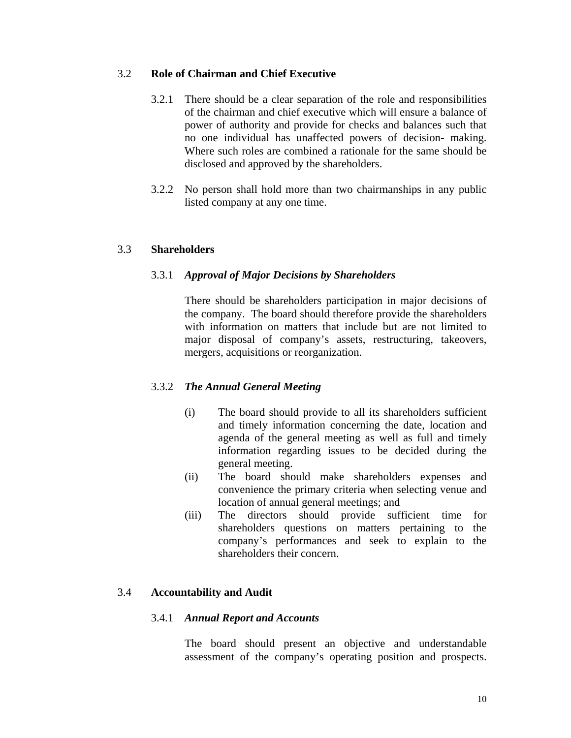## 3.2 Role of Chairman and Chief Executive

3.2.1 There should be a clear separation of the role and responsibilities of the chairman and chief executive which will ensure a balance of power of authority and provide for checks and balances such that no one individual has unaffected powers of decision- making. Where such roles are combined a rationale for the same should be disclosed and approved by the shareholders.

3.2.2 No person shall hold more than two chairmanships in any public listed company at any one time.

## 3.3 Shareholders

### 3.3.1 *Approval of Major Decisions by Shareholders*

There should be shareholders participation in major decisions of the company. The board should therefore provide the shareholders with information on matters that include but are not limited to major disposal of company's assets, restructuring, takeovers, mergers, acquisitions or reorganization.

### 3.3.2 *The Annual General Meeting*

(i) The board should provide to all its shareholders sufficient and timely information concerning the date, location and agenda of the general meeting as well as full and timely information regarding issues to be decided during the general meeting.

(ii) The board should make shareholders expenses and convenience the primary criteria when selecting venue and location of annual general meetings; and

(iii) The directors should provide sufficient time for shareholders questions on matters pertaining to the company's performances and seek to explain to the shareholders their concern.

## 3.4 Accountability and Audit

### 3.4.1 *Annual Report and Accounts*

The board should present an objective and understandable assessment of the company's operating position and prospects.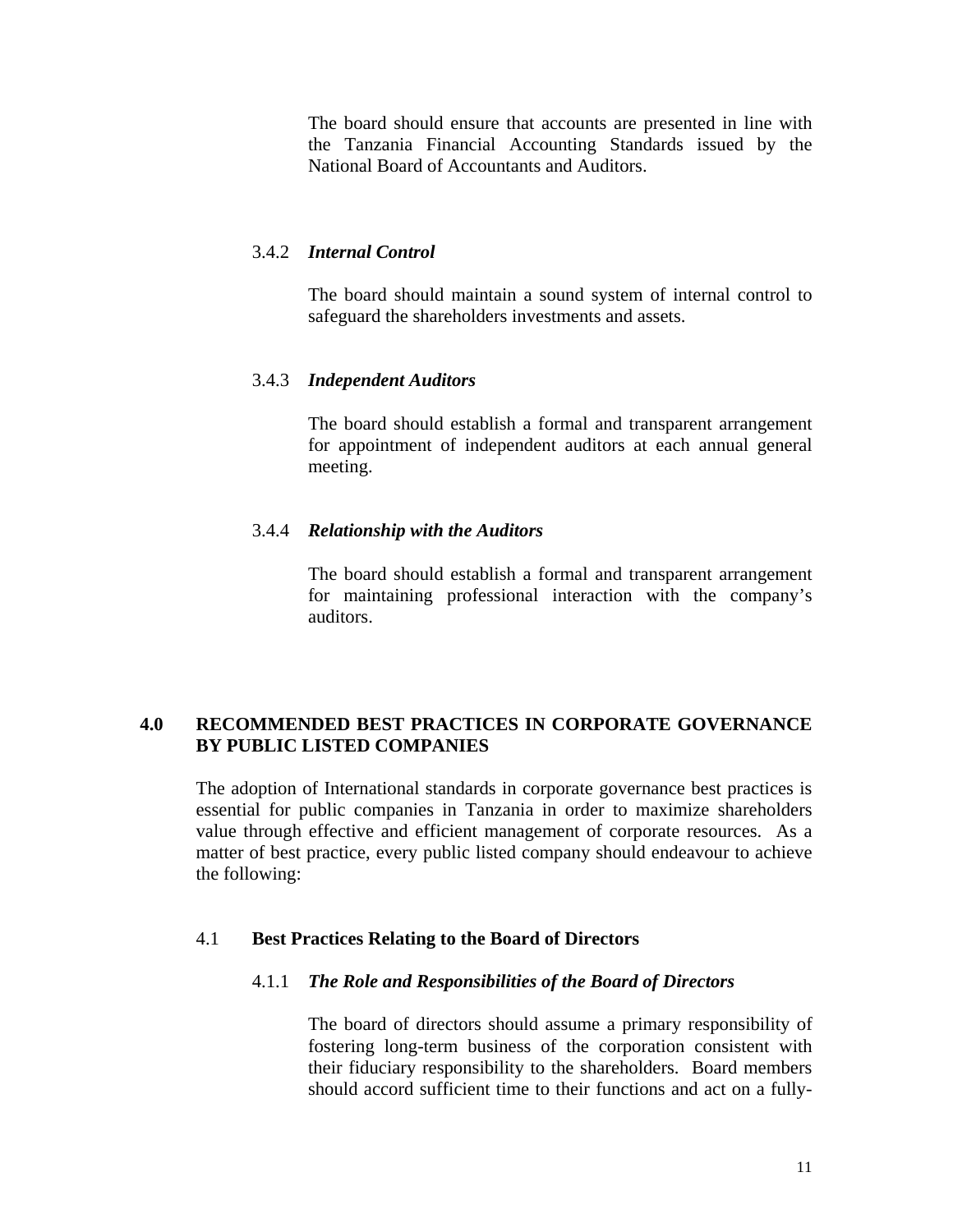The board should ensure that accounts are presented in line with the Tanzania Financial Accounting Standards issued by the National Board of Accountants and Auditors.

#### 3.4.2 *Internal Control*

The board should maintain a sound system of internal control to safeguard the shareholders investments and assets.

#### 3.4.3 *Independent Auditors*

The board should establish a formal and transparent arrangement for appointment of independent auditors at each annual general meeting.

#### 3.4.4 *Relationship with the Auditors*

The board should establish a formal and transparent arrangement for maintaining professional interaction with the company's auditors.

## 4.0 RECOMMENDED BEST PRACTICES IN CORPORATE GOVERNANCE BY PUBLIC LISTED COMPANIES

The adoption of International standards in corporate governance best practices is essential for public companies in Tanzania in order to maximize shareholders value through effective and efficient management of corporate resources. As a matter of best practice, every public listed company should endeavour to achieve the following:

### 4.1 Best Practices Relating to the Board of Directors

#### 4.1.1 *The Role and Responsibilities of the Board of Directors*

The board of directors should assume a primary responsibility of fostering long-term business of the corporation consistent with their fiduciary responsibility to the shareholders. Board members should accord sufficient time to their functions and act on a fully-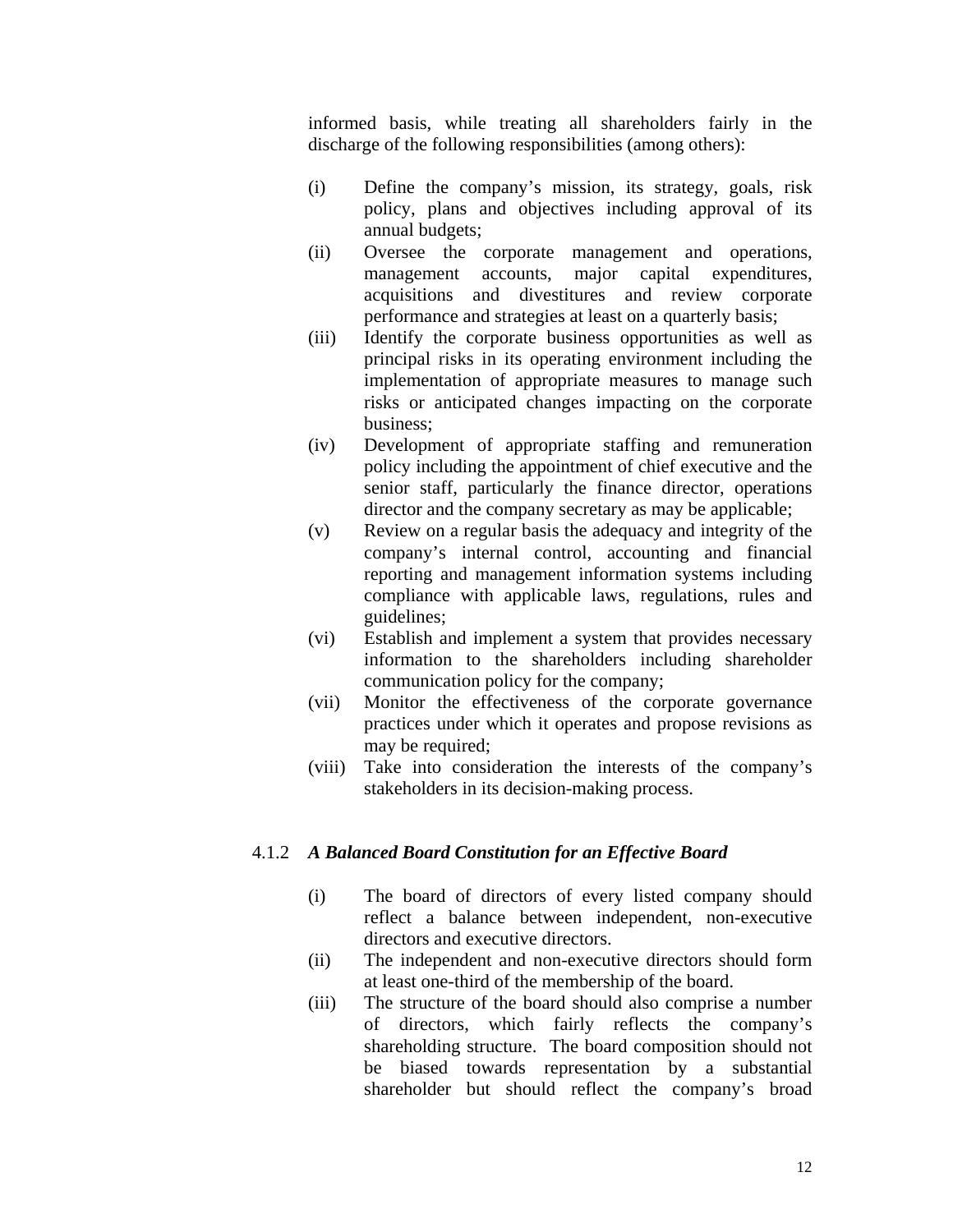informed basis, while treating all shareholders fairly in the discharge of the following responsibilities (among others):

(i) Define the company's mission, its strategy, goals, risk policy, plans and objectives including approval of its annual budgets;

(ii) Oversee the corporate management and operations, management accounts, major capital expenditures, acquisitions and divestitures and review corporate performance and strategies at least on a quarterly basis;

(iii) Identify the corporate business opportunities as well as principal risks in its operating environment including the implementation of appropriate measures to manage such risks or anticipated changes impacting on the corporate business;

(iv) Development of appropriate staffing and remuneration policy including the appointment of chief executive and the senior staff, particularly the finance director, operations director and the company secretary as may be applicable;

(v) Review on a regular basis the adequacy and integrity of the company's internal control, accounting and financial reporting and management information systems including compliance with applicable laws, regulations, rules and guidelines;

(vi) Establish and implement a system that provides necessary information to the shareholders including shareholder communication policy for the company;

(vii) Monitor the effectiveness of the corporate governance practices under which it operates and propose revisions as may be required;

(viii) Take into consideration the interests of the company's stakeholders in its decision-making process.

### 4.1.2 *A Balanced Board Constitution for an Effective Board*

(i) The board of directors of every listed company should reflect a balance between independent, non-executive directors and executive directors.

(ii) The independent and non-executive directors should form at least one-third of the membership of the board.

(iii) The structure of the board should also comprise a number of directors, which fairly reflects the company's shareholding structure. The board composition should not be biased towards representation by a substantial shareholder but should reflect the company's broad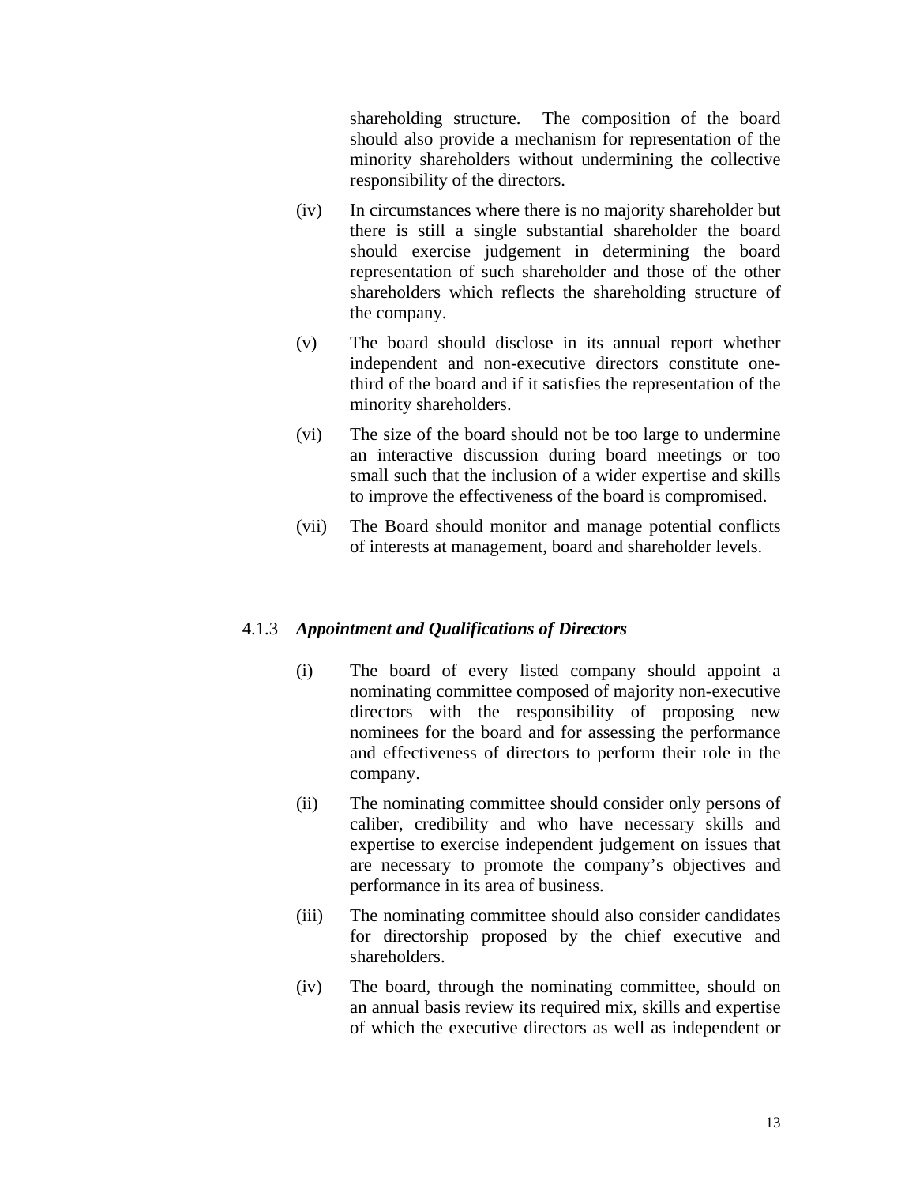shareholding structure. The composition of the board should also provide a mechanism for representation of the minority shareholders without undermining the collective responsibility of the directors.

(iv) In circumstances where there is no majority shareholder but there is still a single substantial shareholder the board should exercise judgement in determining the board representation of such shareholder and those of the other shareholders which reflects the shareholding structure of the company.

(v) The board should disclose in its annual report whether independent and non-executive directors constitute one-third of the board and if it satisfies the representation of the minority shareholders.

(vi) The size of the board should not be too large to undermine an interactive discussion during board meetings or too small such that the inclusion of a wider expertise and skills to improve the effectiveness of the board is compromised.

(vii) The Board should monitor and manage potential conflicts of interests at management, board and shareholder levels.

### 4.1.3 *Appointment and Qualifications of Directors*

(i) The board of every listed company should appoint a nominating committee composed of majority non-executive directors with the responsibility of proposing new nominees for the board and for assessing the performance and effectiveness of directors to perform their role in the company.

(ii) The nominating committee should consider only persons of caliber, credibility and who have necessary skills and expertise to exercise independent judgement on issues that are necessary to promote the company's objectives and performance in its area of business.

(iii) The nominating committee should also consider candidates for directorship proposed by the chief executive and shareholders.

(iv) The board, through the nominating committee, should on an annual basis review its required mix, skills and expertise of which the executive directors as well as independent or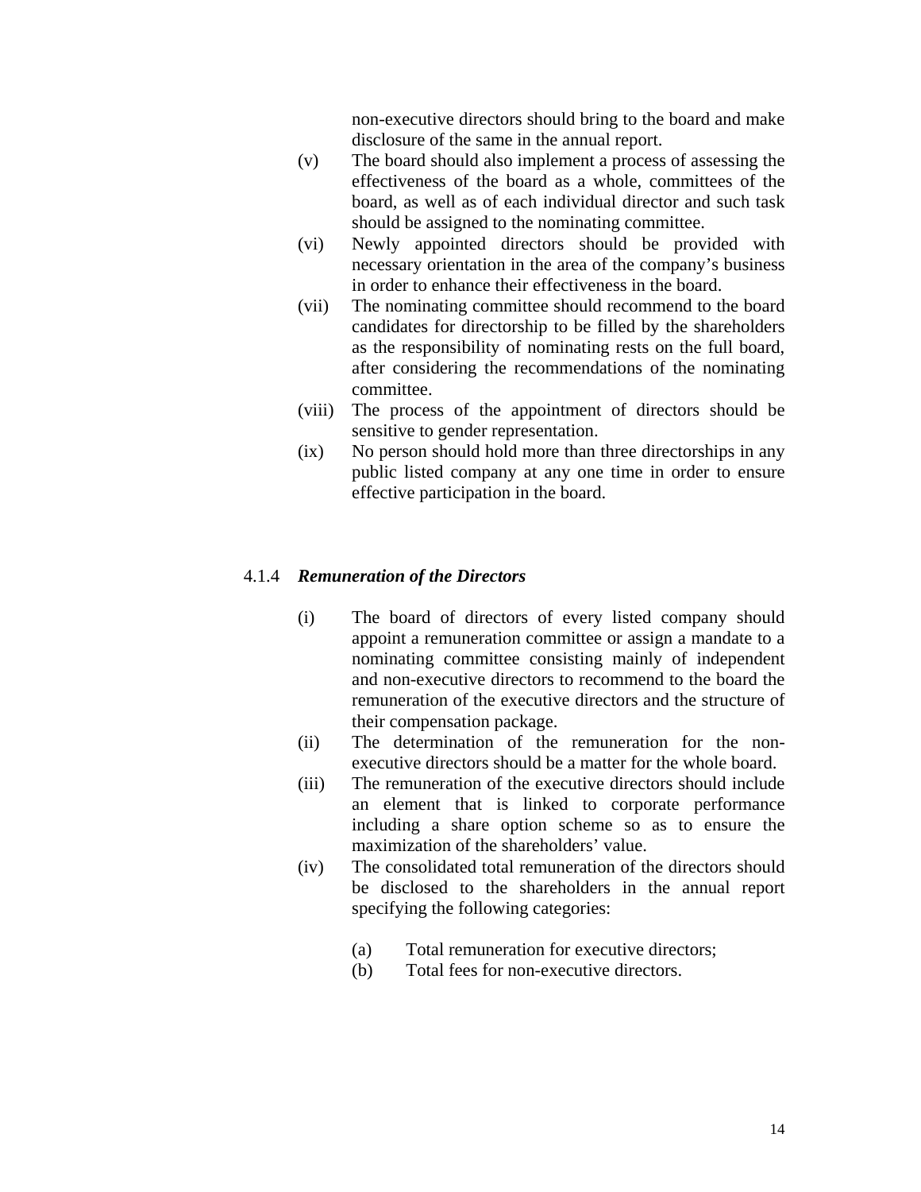non-executive directors should bring to the board and make disclosure of the same in the annual report.

(v) The board should also implement a process of assessing the effectiveness of the board as a whole, committees of the board, as well as of each individual director and such task should be assigned to the nominating committee.

(vi) Newly appointed directors should be provided with necessary orientation in the area of the company's business in order to enhance their effectiveness in the board.

(vii) The nominating committee should recommend to the board candidates for directorship to be filled by the shareholders as the responsibility of nominating rests on the full board, after considering the recommendations of the nominating committee.

(viii) The process of the appointment of directors should be sensitive to gender representation.

(ix) No person should hold more than three directorships in any public listed company at any one time in order to ensure effective participation in the board.

### 4.1.4 *Remuneration of the Directors*

(i) The board of directors of every listed company should appoint a remuneration committee or assign a mandate to a nominating committee consisting mainly of independent and non-executive directors to recommend to the board the remuneration of the executive directors and the structure of their compensation package.

(ii) The determination of the remuneration for the non-executive directors should be a matter for the whole board.

(iii) The remuneration of the executive directors should include an element that is linked to corporate performance including a share option scheme so as to ensure the maximization of the shareholders' value.

(iv) The consolidated total remuneration of the directors should be disclosed to the shareholders in the annual report specifying the following categories:

   (a) Total remuneration for executive directors;
   
   (b) Total fees for non-executive directors.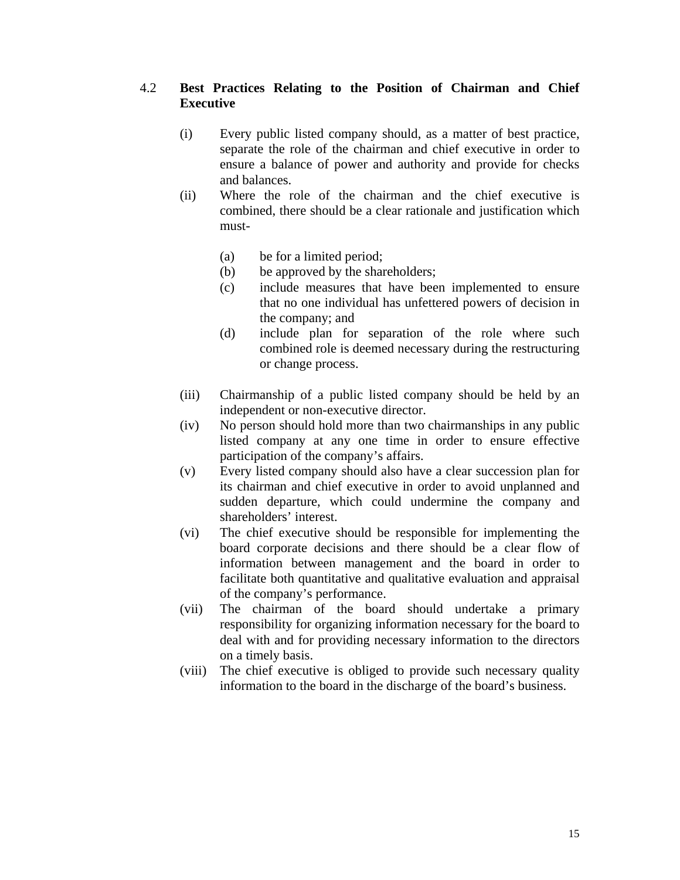### 4.2 **Best Practices Relating to the Position of Chairman and Chief Executive**

(i) Every public listed company should, as a matter of best practice, separate the role of the chairman and chief executive in order to ensure a balance of power and authority and provide for checks and balances.

(ii) Where the role of the chairman and the chief executive is combined, there should be a clear rationale and justification which must-

  (a) be for a limited period;

  (b) be approved by the shareholders;

  (c) include measures that have been implemented to ensure that no one individual has unfettered powers of decision in the company; and

  (d) include plan for separation of the role where such combined role is deemed necessary during the restructuring or change process.

(iii) Chairmanship of a public listed company should be held by an independent or non-executive director.

(iv) No person should hold more than two chairmanships in any public listed company at any one time in order to ensure effective participation of the company's affairs.

(v) Every listed company should also have a clear succession plan for its chairman and chief executive in order to avoid unplanned and sudden departure, which could undermine the company and shareholders' interest.

(vi) The chief executive should be responsible for implementing the board corporate decisions and there should be a clear flow of information between management and the board in order to facilitate both quantitative and qualitative evaluation and appraisal of the company's performance.

(vii) The chairman of the board should undertake a primary responsibility for organizing information necessary for the board to deal with and for providing necessary information to the directors on a timely basis.

(viii) The chief executive is obliged to provide such necessary quality information to the board in the discharge of the board's business.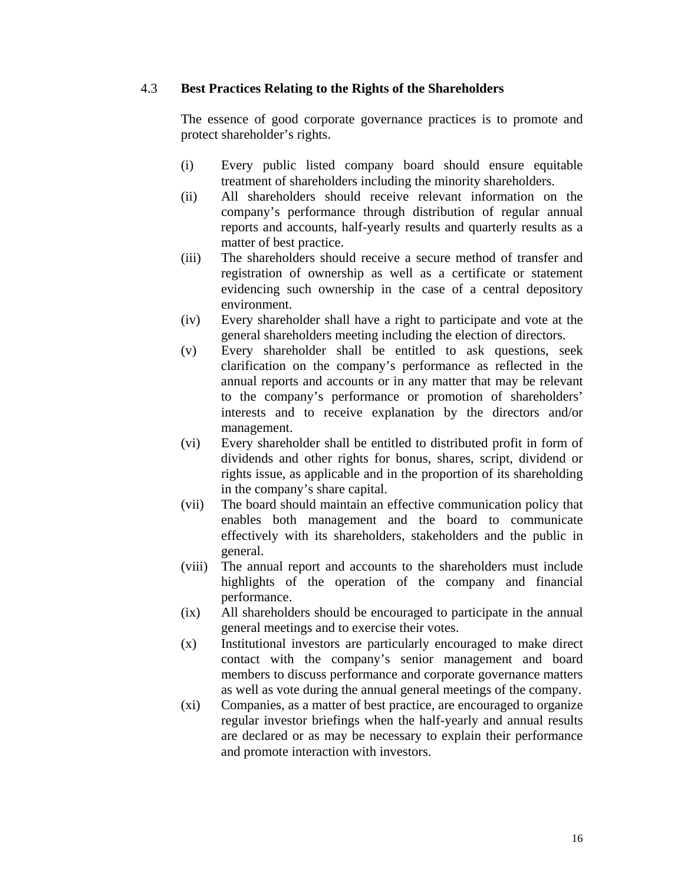### 4.3 **Best Practices Relating to the Rights of the Shareholders**

The essence of good corporate governance practices is to promote and protect shareholder's rights.

(i) Every public listed company board should ensure equitable treatment of shareholders including the minority shareholders.

(ii) All shareholders should receive relevant information on the company's performance through distribution of regular annual reports and accounts, half-yearly results and quarterly results as a matter of best practice.

(iii) The shareholders should receive a secure method of transfer and registration of ownership as well as a certificate or statement evidencing such ownership in the case of a central depository environment.

(iv) Every shareholder shall have a right to participate and vote at the general shareholders meeting including the election of directors.

(v) Every shareholder shall be entitled to ask questions, seek clarification on the company's performance as reflected in the annual reports and accounts or in any matter that may be relevant to the company's performance or promotion of shareholders' interests and to receive explanation by the directors and/or management.

(vi) Every shareholder shall be entitled to distributed profit in form of dividends and other rights for bonus, shares, script, dividend or rights issue, as applicable and in the proportion of its shareholding in the company's share capital.

(vii) The board should maintain an effective communication policy that enables both management and the board to communicate effectively with its shareholders, stakeholders and the public in general.

(viii) The annual report and accounts to the shareholders must include highlights of the operation of the company and financial performance.

(ix) All shareholders should be encouraged to participate in the annual general meetings and to exercise their votes.

(x) Institutional investors are particularly encouraged to make direct contact with the company's senior management and board members to discuss performance and corporate governance matters as well as vote during the annual general meetings of the company.

(xi) Companies, as a matter of best practice, are encouraged to organize regular investor briefings when the half-yearly and annual results are declared or as may be necessary to explain their performance and promote interaction with investors.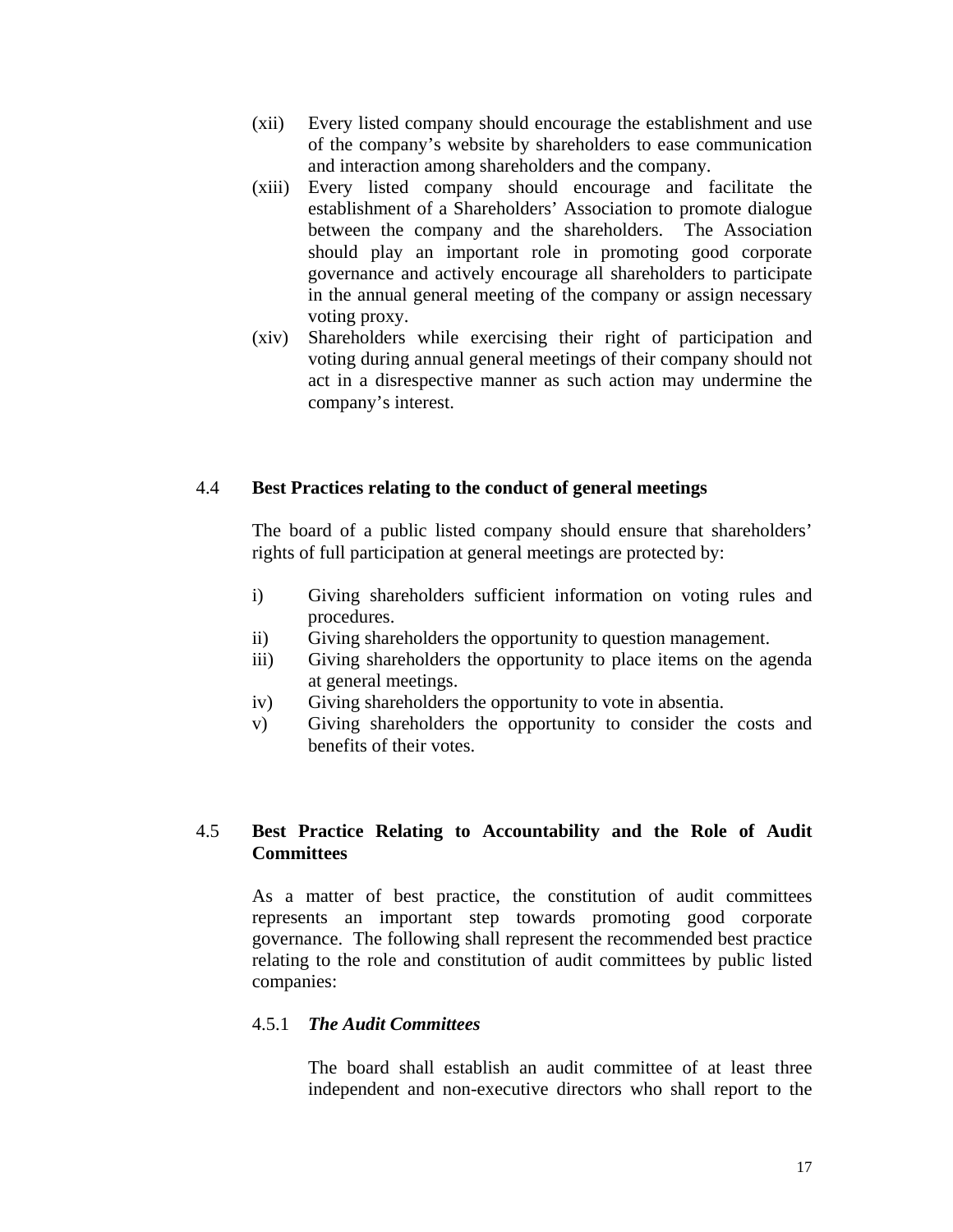(xii) Every listed company should encourage the establishment and use of the company's website by shareholders to ease communication and interaction among shareholders and the company.

(xiii) Every listed company should encourage and facilitate the establishment of a Shareholders' Association to promote dialogue between the company and the shareholders. The Association should play an important role in promoting good corporate governance and actively encourage all shareholders to participate in the annual general meeting of the company or assign necessary voting proxy.

(xiv) Shareholders while exercising their right of participation and voting during annual general meetings of their company should not act in a disrespective manner as such action may undermine the company's interest.

## 4.4 Best Practices relating to the conduct of general meetings

The board of a public listed company should ensure that shareholders' rights of full participation at general meetings are protected by:

i) Giving shareholders sufficient information on voting rules and procedures.

ii) Giving shareholders the opportunity to question management.

iii) Giving shareholders the opportunity to place items on the agenda at general meetings.

iv) Giving shareholders the opportunity to vote in absentia.

v) Giving shareholders the opportunity to consider the costs and benefits of their votes.

## 4.5 Best Practice Relating to Accountability and the Role of Audit Committees

As a matter of best practice, the constitution of audit committees represents an important step towards promoting good corporate governance. The following shall represent the recommended best practice relating to the role and constitution of audit committees by public listed companies:

### 4.5.1 *The Audit Committees*

The board shall establish an audit committee of at least three independent and non-executive directors who shall report to the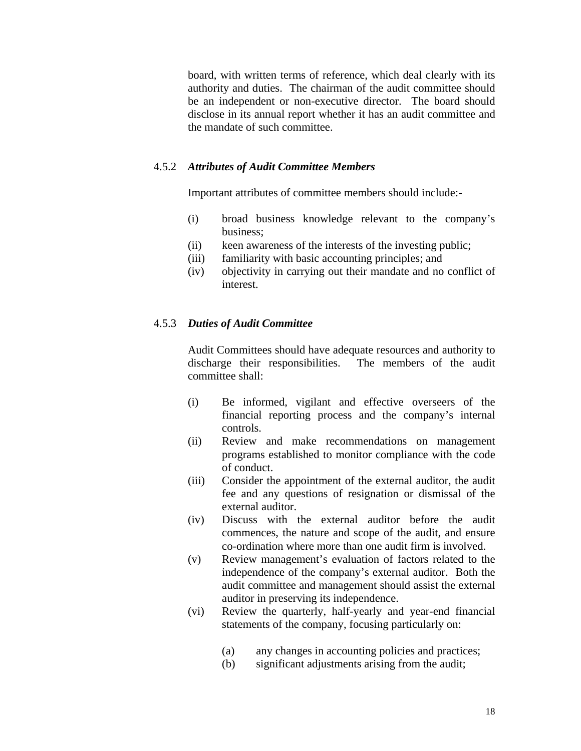board, with written terms of reference, which deal clearly with its authority and duties. The chairman of the audit committee should be an independent or non-executive director. The board should disclose in its annual report whether it has an audit committee and the mandate of such committee.

### 4.5.2 *Attributes of Audit Committee Members*

Important attributes of committee members should include:-

- (i) broad business knowledge relevant to the company's business;
- (ii) keen awareness of the interests of the investing public;
- (iii) familiarity with basic accounting principles; and
- (iv) objectivity in carrying out their mandate and no conflict of interest.

### 4.5.3 *Duties of Audit Committee*

Audit Committees should have adequate resources and authority to discharge their responsibilities. The members of the audit committee shall:

- (i) Be informed, vigilant and effective overseers of the financial reporting process and the company's internal controls.
- (ii) Review and make recommendations on management programs established to monitor compliance with the code of conduct.
- (iii) Consider the appointment of the external auditor, the audit fee and any questions of resignation or dismissal of the external auditor.
- (iv) Discuss with the external auditor before the audit commences, the nature and scope of the audit, and ensure co-ordination where more than one audit firm is involved.
- (v) Review management's evaluation of factors related to the independence of the company's external auditor. Both the audit committee and management should assist the external auditor in preserving its independence.
- (vi) Review the quarterly, half-yearly and year-end financial statements of the company, focusing particularly on:
  - (a) any changes in accounting policies and practices;
  - (b) significant adjustments arising from the audit;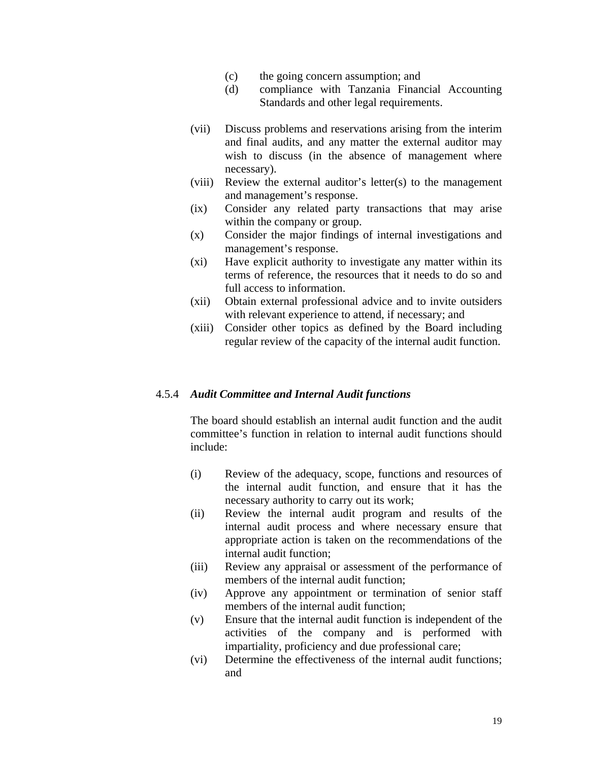(c) the going concern assumption; and

(d) compliance with Tanzania Financial Accounting Standards and other legal requirements.

(vii) Discuss problems and reservations arising from the interim and final audits, and any matter the external auditor may wish to discuss (in the absence of management where necessary).

(viii) Review the external auditor's letter(s) to the management and management's response.

(ix) Consider any related party transactions that may arise within the company or group.

(x) Consider the major findings of internal investigations and management's response.

(xi) Have explicit authority to investigate any matter within its terms of reference, the resources that it needs to do so and full access to information.

(xii) Obtain external professional advice and to invite outsiders with relevant experience to attend, if necessary; and

(xiii) Consider other topics as defined by the Board including regular review of the capacity of the internal audit function.

#### 4.5.4 *Audit Committee and Internal Audit functions*

The board should establish an internal audit function and the audit committee's function in relation to internal audit functions should include:

(i) Review of the adequacy, scope, functions and resources of the internal audit function, and ensure that it has the necessary authority to carry out its work;

(ii) Review the internal audit program and results of the internal audit process and where necessary ensure that appropriate action is taken on the recommendations of the internal audit function;

(iii) Review any appraisal or assessment of the performance of members of the internal audit function;

(iv) Approve any appointment or termination of senior staff members of the internal audit function;

(v) Ensure that the internal audit function is independent of the activities of the company and is performed with impartiality, proficiency and due professional care;

(vi) Determine the effectiveness of the internal audit functions; and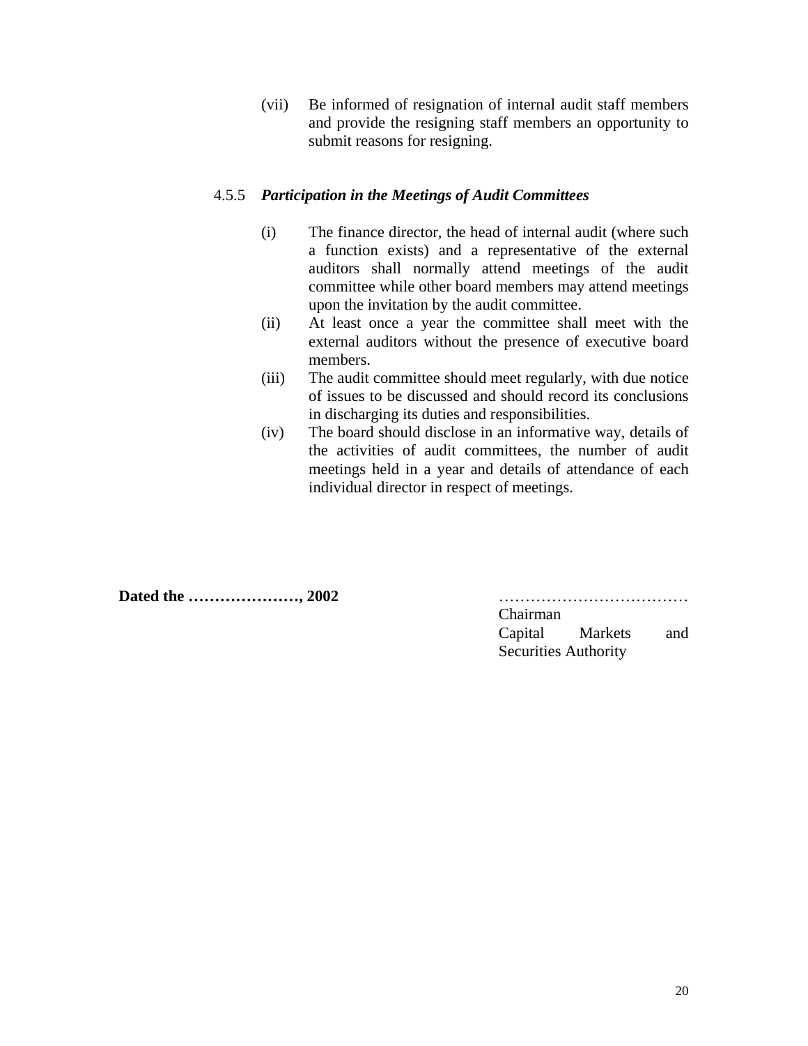(vii) Be informed of resignation of internal audit staff members and provide the resigning staff members an opportunity to submit reasons for resigning.

4.5.5 ***Participation in the Meetings of Audit Committees***

(i) The finance director, the head of internal audit (where such a function exists) and a representative of the external auditors shall normally attend meetings of the audit committee while other board members may attend meetings upon the invitation by the audit committee.

(ii) At least once a year the committee shall meet with the external auditors without the presence of executive board members.

(iii) The audit committee should meet regularly, with due notice of issues to be discussed and should record its conclusions in discharging its duties and responsibilities.

(iv) The board should disclose in an informative way, details of the activities of audit committees, the number of audit meetings held in a year and details of attendance of each individual director in respect of meetings.

**Dated the …………………, 2002**

………………………………
Chairman
Capital Markets and Securities Authority